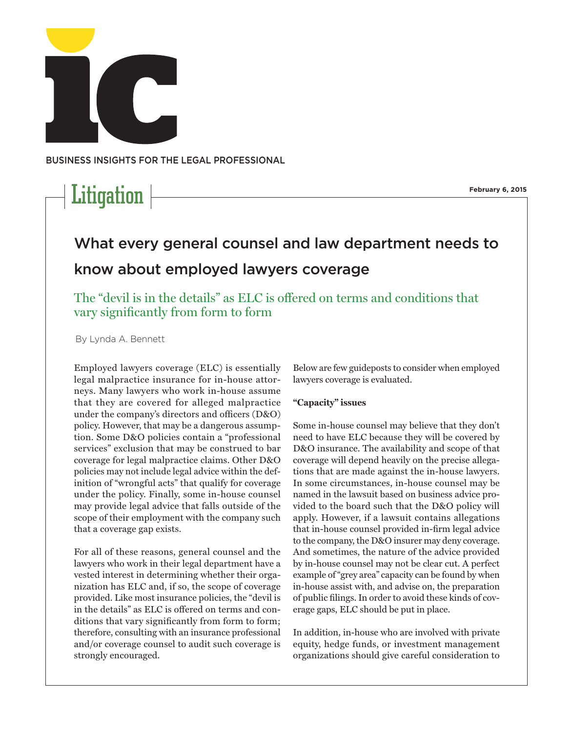BUSINESS INSIGHTS FOR THE LEGAL PROFESSIONAL

Litigation

February 6, 2015

# What every general counsel and law department needs to know about employed lawyers coverage

## The "devil is in the details" as ELC is offered on terms and conditions that vary significantly from form to form

By Lynda A. Bennett

Employed lawyers coverage (ELC) is essentially legal malpractice insurance for in-house attorneys. Many lawyers who work in-house assume that they are covered for alleged malpractice under the company's directors and officers (D&O) policy. However, that may be a dangerous assumption. Some D&O policies contain a "professional services" exclusion that may be construed to bar coverage for legal malpractice claims. Other D&O policies may not include legal advice within the definition of "wrongful acts" that qualify for coverage under the policy. Finally, some in-house counsel may provide legal advice that falls outside of the scope of their employment with the company such that a coverage gap exists.

For all of these reasons, general counsel and the lawyers who work in their legal department have a vested interest in determining whether their organization has ELC and, if so, the scope of coverage provided. Like most insurance policies, the "devil is in the details" as ELC is offered on terms and conditions that vary significantly from form to form; therefore, consulting with an insurance professional and/or coverage counsel to audit such coverage is strongly encouraged.

Below are few guideposts to consider when employed lawyers coverage is evaluated.

**"Capacity" issues**

Some in-house counsel may believe that they don't need to have ELC because they will be covered by D&O insurance. The availability and scope of that coverage will depend heavily on the precise allegations that are made against the in-house lawyers. In some circumstances, in-house counsel may be named in the lawsuit based on business advice provided to the board such that the D&O policy will apply. However, if a lawsuit contains allegations that in-house counsel provided in-firm legal advice to the company, the D&O insurer may deny coverage. And sometimes, the nature of the advice provided by in-house counsel may not be clear cut. A perfect example of "grey area" capacity can be found by when in-house assist with, and advise on, the preparation of public filings. In order to avoid these kinds of coverage gaps, ELC should be put in place.

In addition, in-house who are involved with private equity, hedge funds, or investment management organizations should give careful consideration to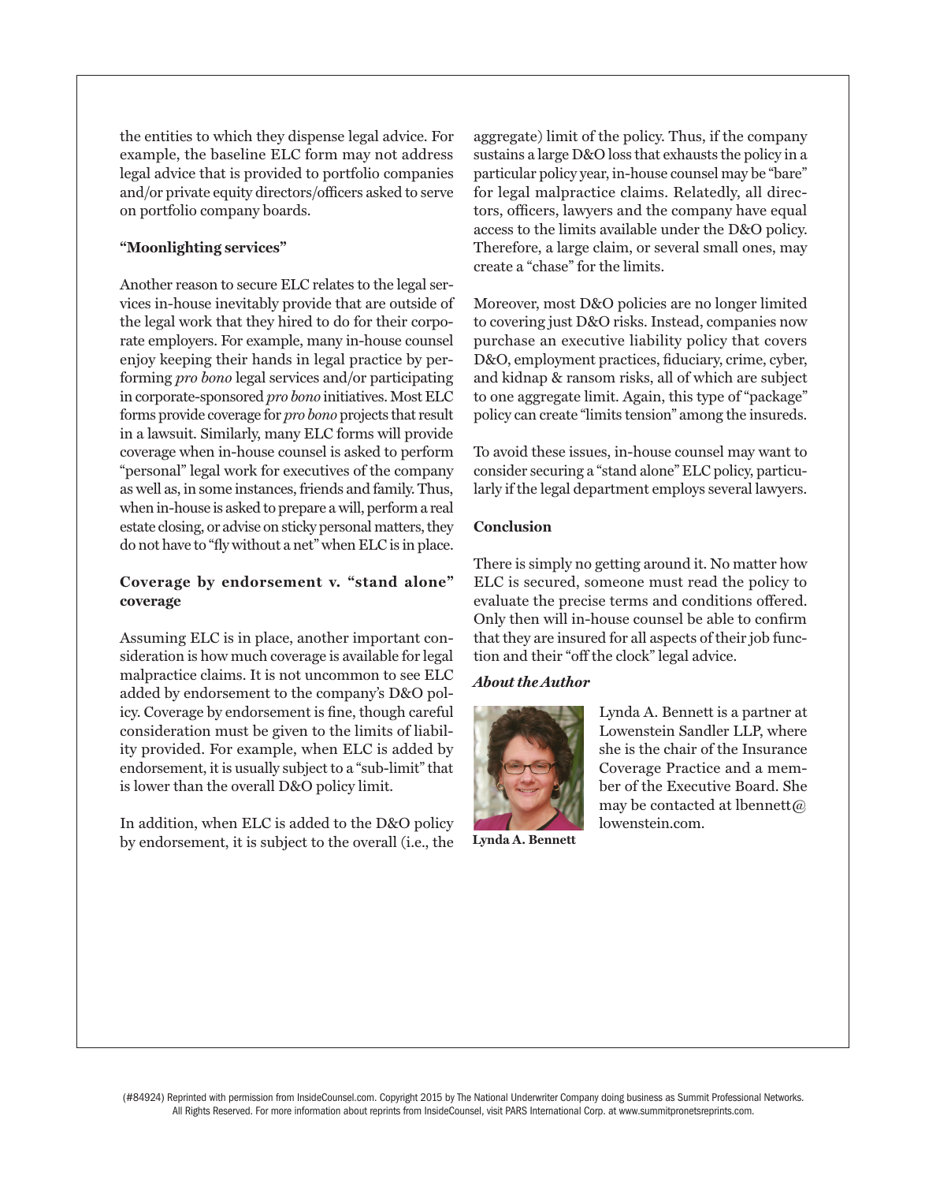the entities to which they dispense legal advice. For example, the baseline ELC form may not address legal advice that is provided to portfolio companies and/or private equity directors/officers asked to serve on portfolio company boards.

**"Moonlighting services"**

Another reason to secure ELC relates to the legal services in-house inevitably provide that are outside of the legal work that they hired to do for their corporate employers. For example, many in-house counsel enjoy keeping their hands in legal practice by performing *pro bono* legal services and/or participating in corporate-sponsored *pro bono* initiatives. Most ELC forms provide coverage for *pro bono* projects that result in a lawsuit. Similarly, many ELC forms will provide coverage when in-house counsel is asked to perform "personal" legal work for executives of the company as well as, in some instances, friends and family. Thus, when in-house is asked to prepare a will, perform a real estate closing, or advise on sticky personal matters, they do not have to "fly without a net" when ELC is in place.

**Coverage by endorsement v. "stand alone" coverage**

Assuming ELC is in place, another important consideration is how much coverage is available for legal malpractice claims. It is not uncommon to see ELC added by endorsement to the company's D&O policy. Coverage by endorsement is fine, though careful consideration must be given to the limits of liability provided. For example, when ELC is added by endorsement, it is usually subject to a "sub-limit" that is lower than the overall D&O policy limit.

In addition, when ELC is added to the D&O policy by endorsement, it is subject to the overall (i.e., the aggregate) limit of the policy. Thus, if the company sustains a large D&O loss that exhausts the policy in a particular policy year, in-house counsel may be "bare" for legal malpractice claims. Relatedly, all directors, officers, lawyers and the company have equal access to the limits available under the D&O policy. Therefore, a large claim, or several small ones, may create a "chase" for the limits.

Moreover, most D&O policies are no longer limited to covering just D&O risks. Instead, companies now purchase an executive liability policy that covers D&O, employment practices, fiduciary, crime, cyber, and kidnap & ransom risks, all of which are subject to one aggregate limit. Again, this type of "package" policy can create "limits tension" among the insureds.

To avoid these issues, in-house counsel may want to consider securing a "stand alone" ELC policy, particularly if the legal department employs several lawyers.

**Conclusion**

There is simply no getting around it. No matter how ELC is secured, someone must read the policy to evaluate the precise terms and conditions offered. Only then will in-house counsel be able to confirm that they are insured for all aspects of their job function and their "off the clock" legal advice.

***About the Author***

**Lynda A. Bennett**

Lynda A. Bennett is a partner at Lowenstein Sandler LLP, where she is the chair of the Insurance Coverage Practice and a member of the Executive Board. She may be contacted at lbennett@lowenstein.com.

(#84924) Reprinted with permission from InsideCounsel.com. Copyright 2015 by The National Underwriter Company doing business as Summit Professional Networks. All Rights Reserved. For more information about reprints from InsideCounsel, visit PARS International Corp. at www.summitpronetsreprints.com.